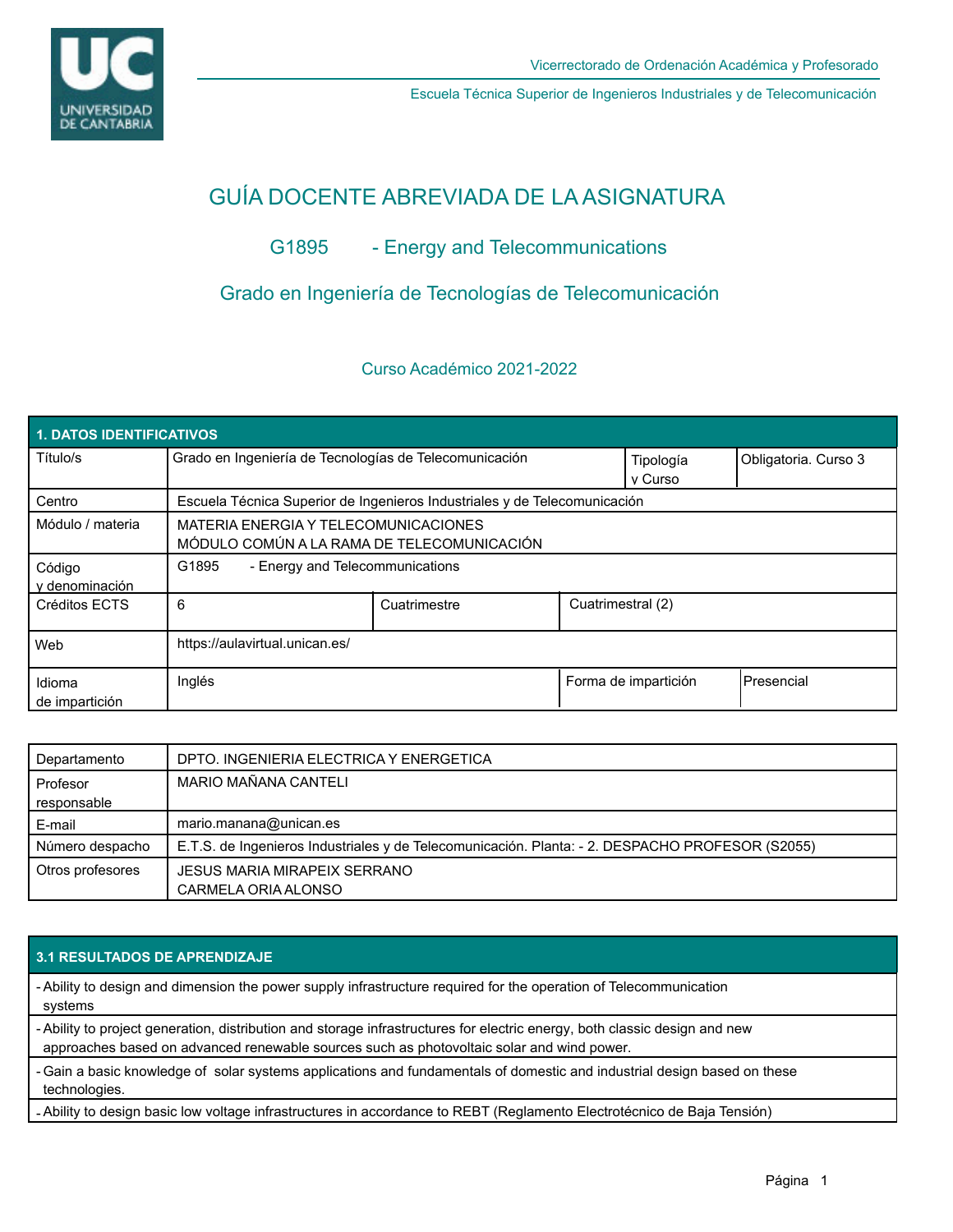Vicerrectorado de Ordenación Académica y Profesorado

Escuela Técnica Superior de Ingenieros Industriales y de Telecomunicación

# GUÍA DOCENTE ABREVIADA DE LA ASIGNATURA

## G1895 - Energy and Telecommunications

## Grado en Ingeniería de Tecnologías de Telecomunicación

### Curso Académico 2021-2022

| 1. DATOS IDENTIFICATIVOS | | | | |
|---|---|---|---|---|
| Título/s | Grado en Ingeniería de Tecnologías de Telecomunicación | | Tipología y Curso | Obligatoria. Curso 3 |
| Centro | Escuela Técnica Superior de Ingenieros Industriales y de Telecomunicación | | | |
| Módulo / materia | MATERIA ENERGIA Y TELECOMUNICACIONES<br>MÓDULO COMÚN A LA RAMA DE TELECOMUNICACIÓN | | | |
| Código y denominación | G1895 - Energy and Telecommunications | | | |
| Créditos ECTS | 6 | Cuatrimestre | Cuatrimestral (2) | |
| Web | https://aulavirtual.unican.es/ | | | |
| Idioma de impartición | Inglés | Forma de impartición | Presencial | |

| | |
|---|---|
| Departamento | DPTO. INGENIERIA ELECTRICA Y ENERGETICA |
| Profesor responsable | MARIO MAÑANA CANTELI |
| E-mail | mario.manana@unican.es |
| Número despacho | E.T.S. de Ingenieros Industriales y de Telecomunicación. Planta: - 2. DESPACHO PROFESOR (S2055) |
| Otros profesores | JESUS MARIA MIRAPEIX SERRANO<br>CARMELA ORIA ALONSO |

| 3.1 RESULTADOS DE APRENDIZAJE |
|---|
| - Ability to design and dimension the power supply infrastructure required for the operation of Telecommunication systems |
| - Ability to project generation, distribution and storage infrastructures for electric energy, both classic design and new approaches based on advanced renewable sources such as photovoltaic solar and wind power. |
| - Gain a basic knowledge of solar systems applications and fundamentals of domestic and industrial design based on these technologies. |
| - Ability to design basic low voltage infrastructures in accordance to REBT (Reglamento Electrotécnico de Baja Tensión) |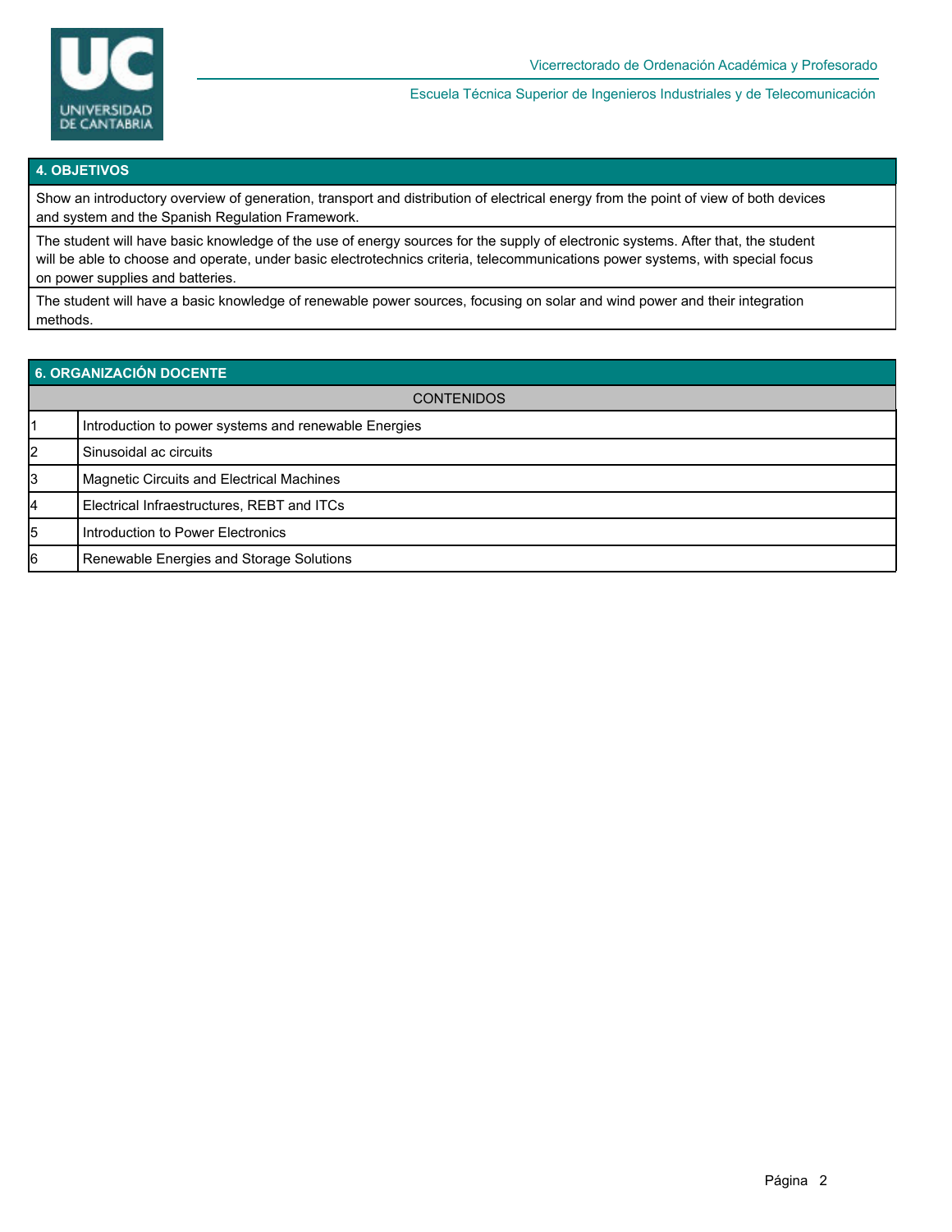## 4. OBJETIVOS

Show an introductory overview of generation, transport and distribution of electrical energy from the point of view of both devices and system and the Spanish Regulation Framework.

The student will have basic knowledge of the use of energy sources for the supply of electronic systems. After that, the student will be able to choose and operate, under basic electrotechnics criteria, telecommunications power systems, with special focus on power supplies and batteries.

The student will have a basic knowledge of renewable power sources, focusing on solar and wind power and their integration methods.

## 6. ORGANIZACIÓN DOCENTE

| CONTENIDOS | |
|---|---|
| 1 | Introduction to power systems and renewable Energies |
| 2 | Sinusoidal ac circuits |
| 3 | Magnetic Circuits and Electrical Machines |
| 4 | Electrical Infraestructures, REBT and ITCs |
| 5 | Introduction to Power Electronics |
| 6 | Renewable Energies and Storage Solutions |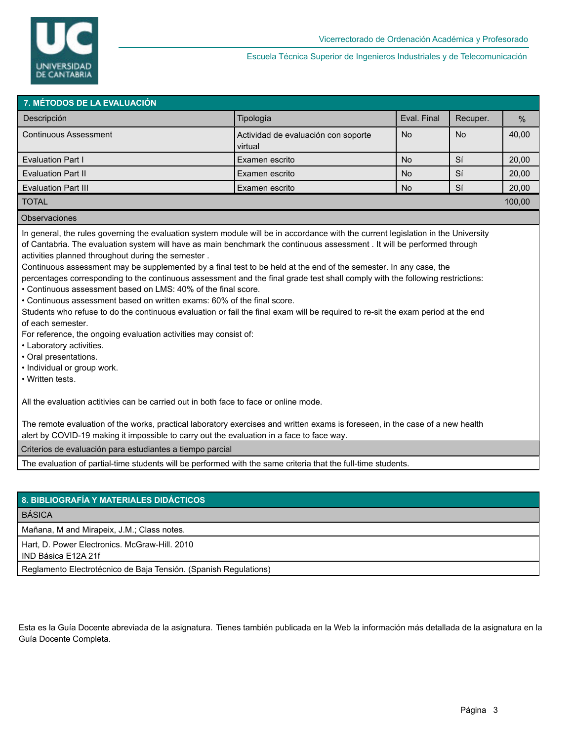## 7. MÉTODOS DE LA EVALUACIÓN

| Descripción | Tipología | Eval. Final | Recuper. | % |
|---|---|---|---|---|
| Continuous Assessment | Actividad de evaluación con soporte virtual | No | No | 40,00 |
| Evaluation Part I | Examen escrito | No | Sí | 20,00 |
| Evaluation Part II | Examen escrito | No | Sí | 20,00 |
| Evaluation Part III | Examen escrito | No | Sí | 20,00 |
| TOTAL | | | | 100,00 |

**Observaciones**

In general, the rules governing the evaluation system module will be in accordance with the current legislation in the University of Cantabria. The evaluation system will have as main benchmark the continuous assessment . It will be performed through activities planned throughout during the semester .
Continuous assessment may be supplemented by a final test to be held at the end of the semester. In any case, the percentages corresponding to the continuous assessment and the final grade test shall comply with the following restrictions:

- Continuous assessment based on LMS: 40% of the final score.
- Continuous assessment based on written exams: 60% of the final score.

Students who refuse to do the continuous evaluation or fail the final exam will be required to re-sit the exam period at the end of each semester.
For reference, the ongoing evaluation activities may consist of:

- Laboratory activities.
- Oral presentations.
- Individual or group work.
- Written tests.

All the evaluation actitivies can be carried out in both face to face or online mode.

The remote evaluation of the works, practical laboratory exercises and written exams is foreseen, in the case of a new health alert by COVID-19 making it impossible to carry out the evaluation in a face to face way.

**Criterios de evaluación para estudiantes a tiempo parcial**

The evaluation of partial-time students will be performed with the same criteria that the full-time students.

## 8. BIBLIOGRAFÍA Y MATERIALES DIDÁCTICOS

**BÁSICA**

Mañana, M and Mirapeix, J.M.; Class notes.

Hart, D. Power Electronics. McGraw-Hill. 2010
IND Básica E12A 21f

Reglamento Electrotécnico de Baja Tensión. (Spanish Regulations)

Esta es la Guía Docente abreviada de la asignatura. Tienes también publicada en la Web la información más detallada de la asignatura en la Guía Docente Completa.